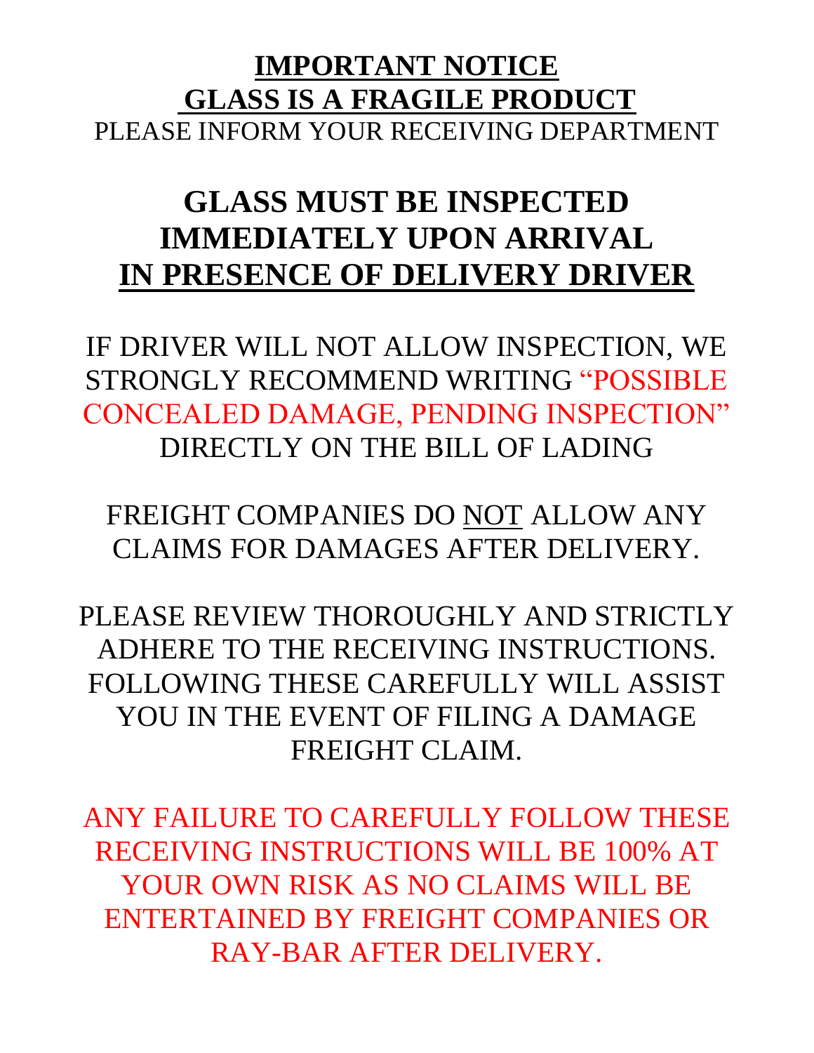# IMPORTANT NOTICE

## GLASS IS A FRAGILE PRODUCT

PLEASE INFORM YOUR RECEIVING DEPARTMENT

## GLASS MUST BE INSPECTED IMMEDIATELY UPON ARRIVAL <u>IN PRESENCE OF DELIVERY DRIVER</u>

IF DRIVER WILL NOT ALLOW INSPECTION, WE STRONGLY RECOMMEND WRITING "POSSIBLE CONCEALED DAMAGE, PENDING INSPECTION" DIRECTLY ON THE BILL OF LADING

FREIGHT COMPANIES DO <u>NOT</u> ALLOW ANY CLAIMS FOR DAMAGES AFTER DELIVERY.

PLEASE REVIEW THOROUGHLY AND STRICTLY ADHERE TO THE RECEIVING INSTRUCTIONS. FOLLOWING THESE CAREFULLY WILL ASSIST YOU IN THE EVENT OF FILING A DAMAGE FREIGHT CLAIM.

ANY FAILURE TO CAREFULLY FOLLOW THESE RECEIVING INSTRUCTIONS WILL BE 100% AT YOUR OWN RISK AS NO CLAIMS WILL BE ENTERTAINED BY FREIGHT COMPANIES OR RAY-BAR AFTER DELIVERY.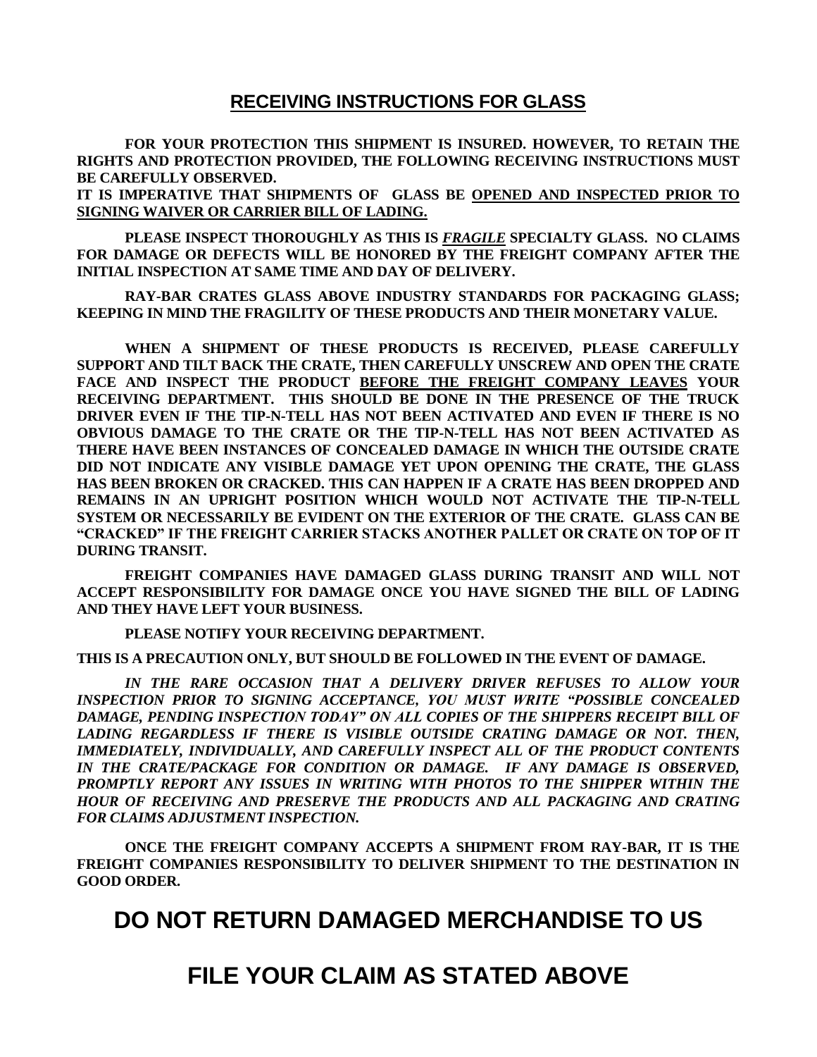## RECEIVING INSTRUCTIONS FOR GLASS

**FOR YOUR PROTECTION THIS SHIPMENT IS INSURED. HOWEVER, TO RETAIN THE RIGHTS AND PROTECTION PROVIDED, THE FOLLOWING RECEIVING INSTRUCTIONS MUST BE CAREFULLY OBSERVED.**

**IT IS IMPERATIVE THAT SHIPMENTS OF GLASS BE OPENED AND INSPECTED PRIOR TO SIGNING WAIVER OR CARRIER BILL OF LADING.**

**PLEASE INSPECT THOROUGHLY AS THIS IS *FRAGILE* SPECIALTY GLASS. NO CLAIMS FOR DAMAGE OR DEFECTS WILL BE HONORED BY THE FREIGHT COMPANY AFTER THE INITIAL INSPECTION AT SAME TIME AND DAY OF DELIVERY.**

**RAY-BAR CRATES GLASS ABOVE INDUSTRY STANDARDS FOR PACKAGING GLASS; KEEPING IN MIND THE FRAGILITY OF THESE PRODUCTS AND THEIR MONETARY VALUE.**

**WHEN A SHIPMENT OF THESE PRODUCTS IS RECEIVED, PLEASE CAREFULLY SUPPORT AND TILT BACK THE CRATE, THEN CAREFULLY UNSCREW AND OPEN THE CRATE FACE AND INSPECT THE PRODUCT BEFORE THE FREIGHT COMPANY LEAVES YOUR RECEIVING DEPARTMENT. THIS SHOULD BE DONE IN THE PRESENCE OF THE TRUCK DRIVER EVEN IF THE TIP-N-TELL HAS NOT BEEN ACTIVATED AND EVEN IF THERE IS NO OBVIOUS DAMAGE TO THE CRATE OR THE TIP-N-TELL HAS NOT BEEN ACTIVATED AS THERE HAVE BEEN INSTANCES OF CONCEALED DAMAGE IN WHICH THE OUTSIDE CRATE DID NOT INDICATE ANY VISIBLE DAMAGE YET UPON OPENING THE CRATE, THE GLASS HAS BEEN BROKEN OR CRACKED. THIS CAN HAPPEN IF A CRATE HAS BEEN DROPPED AND REMAINS IN AN UPRIGHT POSITION WHICH WOULD NOT ACTIVATE THE TIP-N-TELL SYSTEM OR NECESSARILY BE EVIDENT ON THE EXTERIOR OF THE CRATE. GLASS CAN BE "CRACKED" IF THE FREIGHT CARRIER STACKS ANOTHER PALLET OR CRATE ON TOP OF IT DURING TRANSIT.**

**FREIGHT COMPANIES HAVE DAMAGED GLASS DURING TRANSIT AND WILL NOT ACCEPT RESPONSIBILITY FOR DAMAGE ONCE YOU HAVE SIGNED THE BILL OF LADING AND THEY HAVE LEFT YOUR BUSINESS.**

**PLEASE NOTIFY YOUR RECEIVING DEPARTMENT.**

**THIS IS A PRECAUTION ONLY, BUT SHOULD BE FOLLOWED IN THE EVENT OF DAMAGE.**

***IN THE RARE OCCASION THAT A DELIVERY DRIVER REFUSES TO ALLOW YOUR INSPECTION PRIOR TO SIGNING ACCEPTANCE, YOU MUST WRITE "POSSIBLE CONCEALED DAMAGE, PENDING INSPECTION TODAY" ON ALL COPIES OF THE SHIPPERS RECEIPT BILL OF LADING REGARDLESS IF THERE IS VISIBLE OUTSIDE CRATING DAMAGE OR NOT. THEN, IMMEDIATELY, INDIVIDUALLY, AND CAREFULLY INSPECT ALL OF THE PRODUCT CONTENTS IN THE CRATE/PACKAGE FOR CONDITION OR DAMAGE. IF ANY DAMAGE IS OBSERVED, PROMPTLY REPORT ANY ISSUES IN WRITING WITH PHOTOS TO THE SHIPPER WITHIN THE HOUR OF RECEIVING AND PRESERVE THE PRODUCTS AND ALL PACKAGING AND CRATING FOR CLAIMS ADJUSTMENT INSPECTION.***

**ONCE THE FREIGHT COMPANY ACCEPTS A SHIPMENT FROM RAY-BAR, IT IS THE FREIGHT COMPANIES RESPONSIBILITY TO DELIVER SHIPMENT TO THE DESTINATION IN GOOD ORDER.**

# DO NOT RETURN DAMAGED MERCHANDISE TO US

# FILE YOUR CLAIM AS STATED ABOVE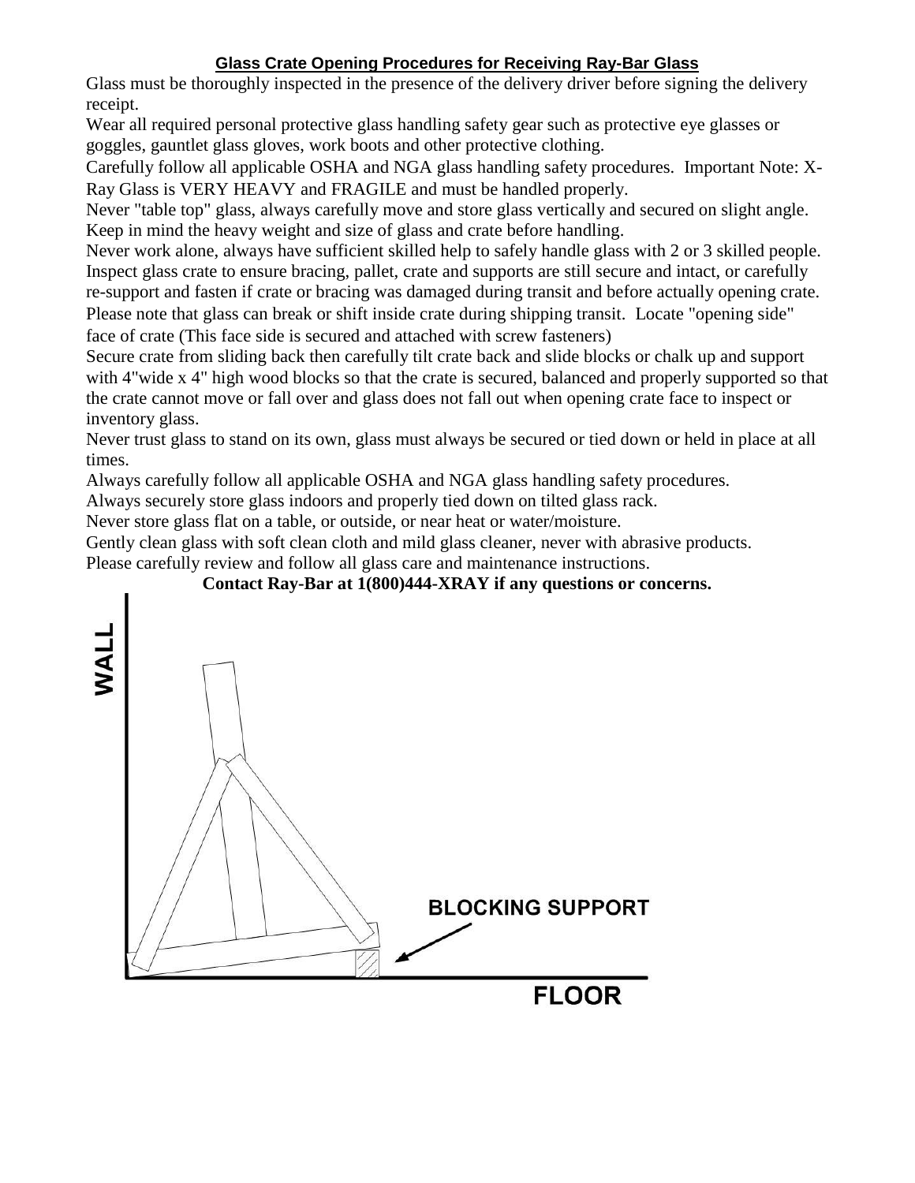## Glass Crate Opening Procedures for Receiving Ray-Bar Glass

Glass must be thoroughly inspected in the presence of the delivery driver before signing the delivery receipt.

Wear all required personal protective glass handling safety gear such as protective eye glasses or goggles, gauntlet glass gloves, work boots and other protective clothing.

Carefully follow all applicable OSHA and NGA glass handling safety procedures. Important Note: X-Ray Glass is VERY HEAVY and FRAGILE and must be handled properly.

Never "table top" glass, always carefully move and store glass vertically and secured on slight angle.

Keep in mind the heavy weight and size of glass and crate before handling.

Never work alone, always have sufficient skilled help to safely handle glass with 2 or 3 skilled people.

Inspect glass crate to ensure bracing, pallet, crate and supports are still secure and intact, or carefully re-support and fasten if crate or bracing was damaged during transit and before actually opening crate.

Please note that glass can break or shift inside crate during shipping transit. Locate "opening side" face of crate (This face side is secured and attached with screw fasteners)

Secure crate from sliding back then carefully tilt crate back and slide blocks or chalk up and support with 4"wide x 4" high wood blocks so that the crate is secured, balanced and properly supported so that the crate cannot move or fall over and glass does not fall out when opening crate face to inspect or inventory glass.

Never trust glass to stand on its own, glass must always be secured or tied down or held in place at all times.

Always carefully follow all applicable OSHA and NGA glass handling safety procedures.

Always securely store glass indoors and properly tied down on tilted glass rack.

Never store glass flat on a table, or outside, or near heat or water/moisture.

Gently clean glass with soft clean cloth and mild glass cleaner, never with abrasive products.

Please carefully review and follow all glass care and maintenance instructions.

**Contact Ray-Bar at 1(800)444-XRAY if any questions or concerns.**

WALL

BLOCKING SUPPORT

FLOOR